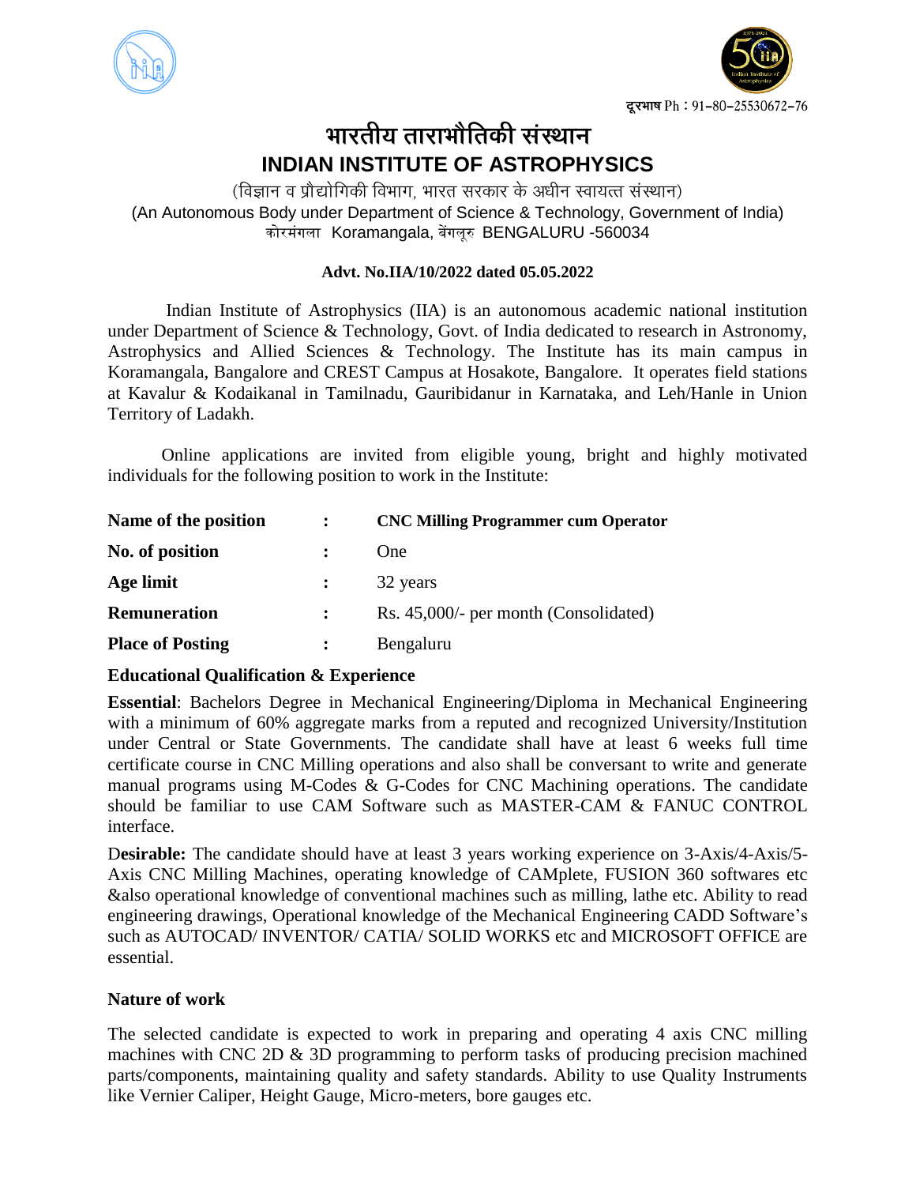दूरभाष Ph : 91–80–25530672–76

# भारतीय ताराभौतिकी संस्थान
# INDIAN INSTITUTE OF ASTROPHYSICS

(विज्ञान व प्रौद्योगिकी विभाग, भारत सरकार के अधीन स्वायत्त संस्थान)
(An Autonomous Body under Department of Science & Technology, Government of India)
कोरमंगला Koramangala, बेंगलूरु BENGALURU -560034

**Advt. No.IIA/10/2022 dated 05.05.2022**

Indian Institute of Astrophysics (IIA) is an autonomous academic national institution under Department of Science & Technology, Govt. of India dedicated to research in Astronomy, Astrophysics and Allied Sciences & Technology. The Institute has its main campus in Koramangala, Bangalore and CREST Campus at Hosakote, Bangalore. It operates field stations at Kavalur & Kodaikanal in Tamilnadu, Gauribidanur in Karnataka, and Leh/Hanle in Union Territory of Ladakh.

Online applications are invited from eligible young, bright and highly motivated individuals for the following position to work in the Institute:

| | | |
|---|---|---|
| **Name of the position** | : | **CNC Milling Programmer cum Operator** |
| **No. of position** | : | One |
| **Age limit** | : | 32 years |
| **Remuneration** | : | Rs. 45,000/- per month (Consolidated) |
| **Place of Posting** | : | Bengaluru |

**Educational Qualification & Experience**

**Essential**: Bachelors Degree in Mechanical Engineering/Diploma in Mechanical Engineering with a minimum of 60% aggregate marks from a reputed and recognized University/Institution under Central or State Governments. The candidate shall have at least 6 weeks full time certificate course in CNC Milling operations and also shall be conversant to write and generate manual programs using M-Codes & G-Codes for CNC Machining operations. The candidate should be familiar to use CAM Software such as MASTER-CAM & FANUC CONTROL interface.

**Desirable:** The candidate should have at least 3 years working experience on 3-Axis/4-Axis/5-Axis CNC Milling Machines, operating knowledge of CAMplete, FUSION 360 softwares etc &also operational knowledge of conventional machines such as milling, lathe etc. Ability to read engineering drawings, Operational knowledge of the Mechanical Engineering CADD Software's such as AUTOCAD/ INVENTOR/ CATIA/ SOLID WORKS etc and MICROSOFT OFFICE are essential.

**Nature of work**

The selected candidate is expected to work in preparing and operating 4 axis CNC milling machines with CNC 2D & 3D programming to perform tasks of producing precision machined parts/components, maintaining quality and safety standards. Ability to use Quality Instruments like Vernier Caliper, Height Gauge, Micro-meters, bore gauges etc.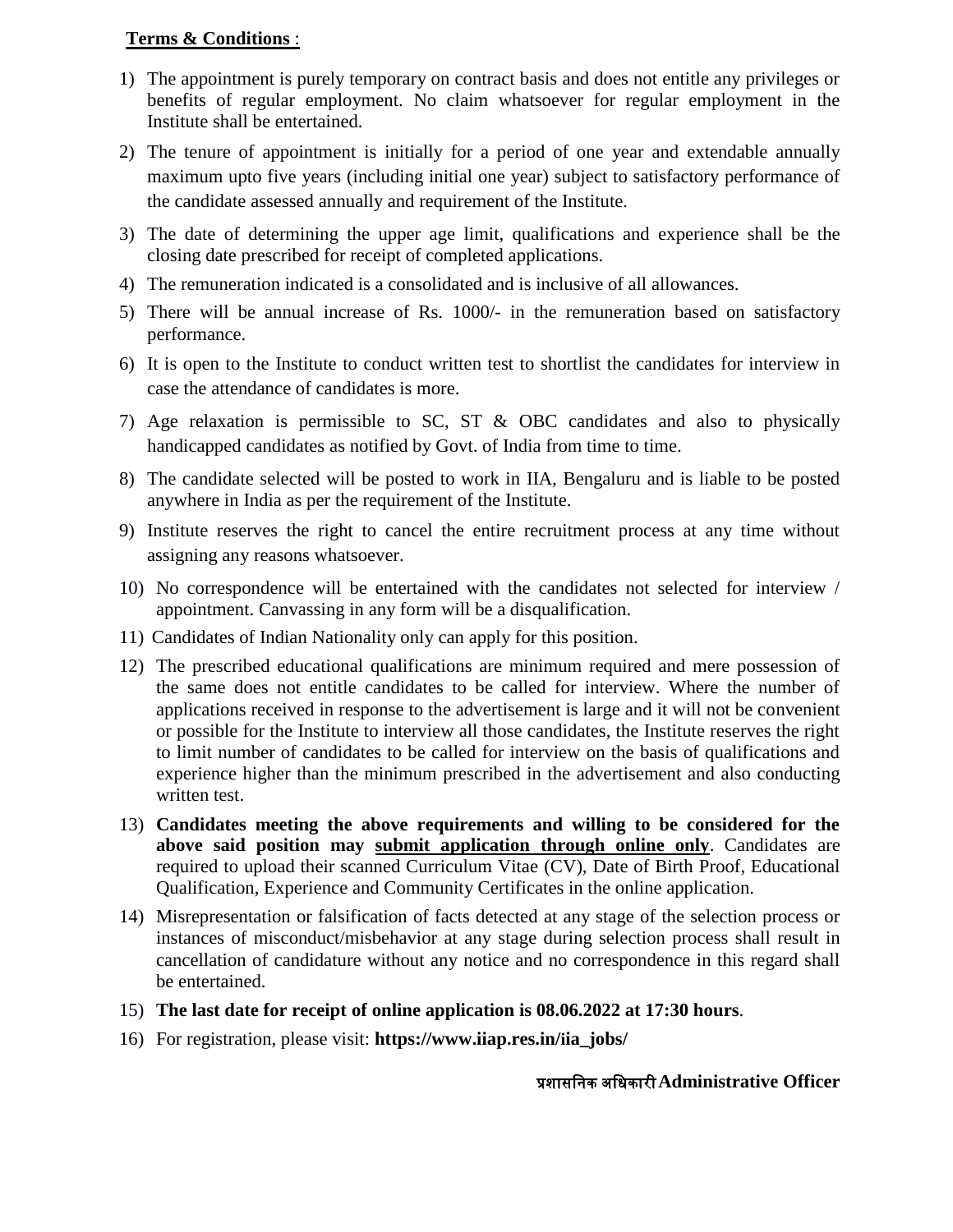**Terms & Conditions** :

1) The appointment is purely temporary on contract basis and does not entitle any privileges or benefits of regular employment. No claim whatsoever for regular employment in the Institute shall be entertained.
2) The tenure of appointment is initially for a period of one year and extendable annually maximum upto five years (including initial one year) subject to satisfactory performance of the candidate assessed annually and requirement of the Institute.
3) The date of determining the upper age limit, qualifications and experience shall be the closing date prescribed for receipt of completed applications.
4) The remuneration indicated is a consolidated and is inclusive of all allowances.
5) There will be annual increase of Rs. 1000/- in the remuneration based on satisfactory performance.
6) It is open to the Institute to conduct written test to shortlist the candidates for interview in case the attendance of candidates is more.
7) Age relaxation is permissible to SC, ST & OBC candidates and also to physically handicapped candidates as notified by Govt. of India from time to time.
8) The candidate selected will be posted to work in IIA, Bengaluru and is liable to be posted anywhere in India as per the requirement of the Institute.
9) Institute reserves the right to cancel the entire recruitment process at any time without assigning any reasons whatsoever.
10) No correspondence will be entertained with the candidates not selected for interview / appointment. Canvassing in any form will be a disqualification.
11) Candidates of Indian Nationality only can apply for this position.
12) The prescribed educational qualifications are minimum required and mere possession of the same does not entitle candidates to be called for interview. Where the number of applications received in response to the advertisement is large and it will not be convenient or possible for the Institute to interview all those candidates, the Institute reserves the right to limit number of candidates to be called for interview on the basis of qualifications and experience higher than the minimum prescribed in the advertisement and also conducting written test.
13) **Candidates meeting the above requirements and willing to be considered for the above said position may submit application through online only**. Candidates are required to upload their scanned Curriculum Vitae (CV), Date of Birth Proof, Educational Qualification, Experience and Community Certificates in the online application.
14) Misrepresentation or falsification of facts detected at any stage of the selection process or instances of misconduct/misbehavior at any stage during selection process shall result in cancellation of candidature without any notice and no correspondence in this regard shall be entertained.
15) **The last date for receipt of online application is 08.06.2022 at 17:30 hours**.
16) For registration, please visit: **https://www.iiap.res.in/iia_jobs/**

**प्रशासनिक अधिकारी Administrative Officer**